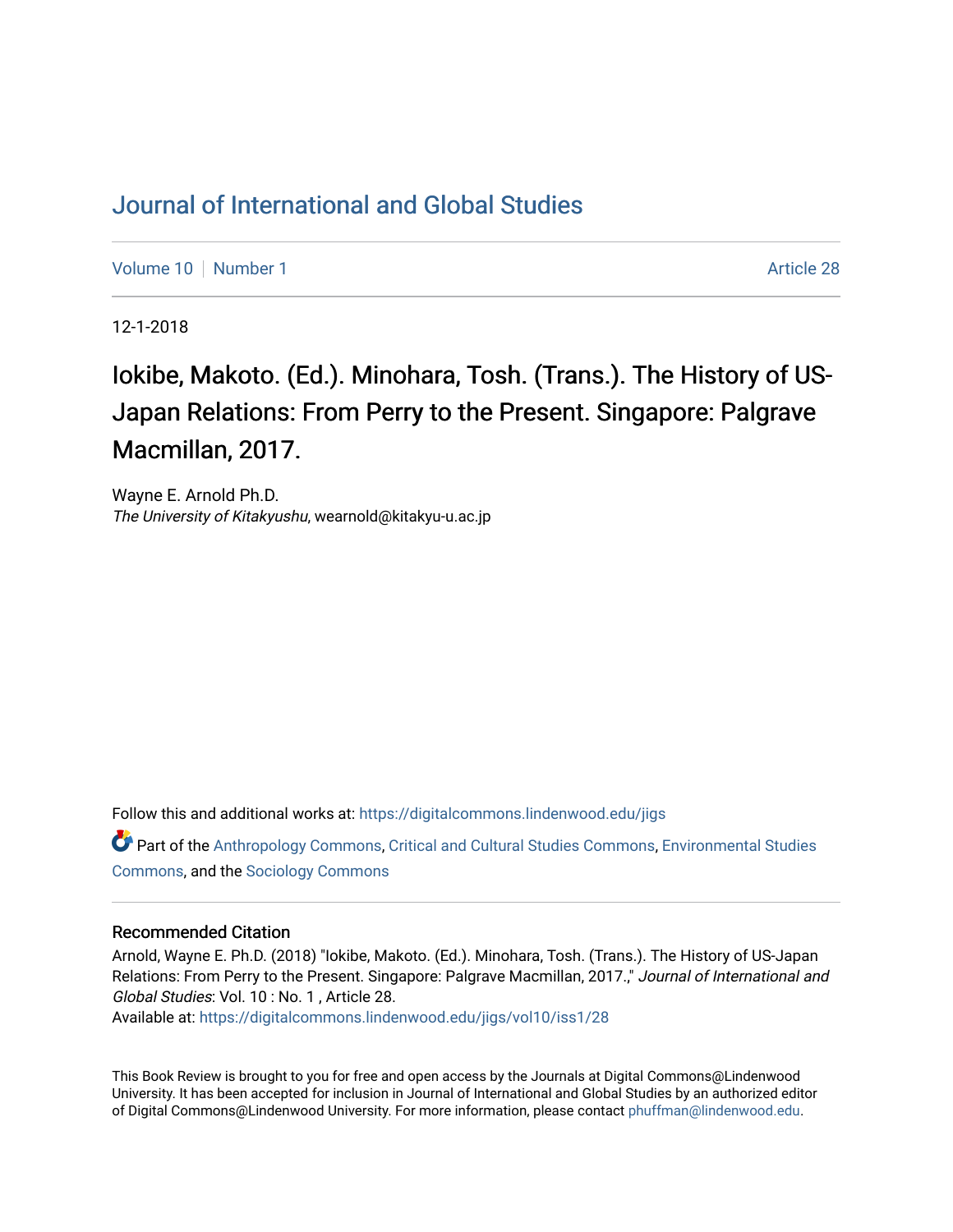# Journal of International and Global Studies

Volume 10 | Number 1 | Article 28

12-1-2018

## Iokibe, Makoto. (Ed.). Minohara, Tosh. (Trans.). The History of US-Japan Relations: From Perry to the Present. Singapore: Palgrave Macmillan, 2017.

Wayne E. Arnold Ph.D.
*The University of Kitakyushu*, wearnold@kitakyu-u.ac.jp

Follow this and additional works at: https://digitalcommons.lindenwood.edu/jigs

Part of the Anthropology Commons, Critical and Cultural Studies Commons, Environmental Studies Commons, and the Sociology Commons

### Recommended Citation

Arnold, Wayne E. Ph.D. (2018) "Iokibe, Makoto. (Ed.). Minohara, Tosh. (Trans.). The History of US-Japan Relations: From Perry to the Present. Singapore: Palgrave Macmillan, 2017.," *Journal of International and Global Studies*: Vol. 10 : No. 1 , Article 28.
Available at: https://digitalcommons.lindenwood.edu/jigs/vol10/iss1/28

This Book Review is brought to you for free and open access by the Journals at Digital Commons@Lindenwood University. It has been accepted for inclusion in Journal of International and Global Studies by an authorized editor of Digital Commons@Lindenwood University. For more information, please contact phuffman@lindenwood.edu.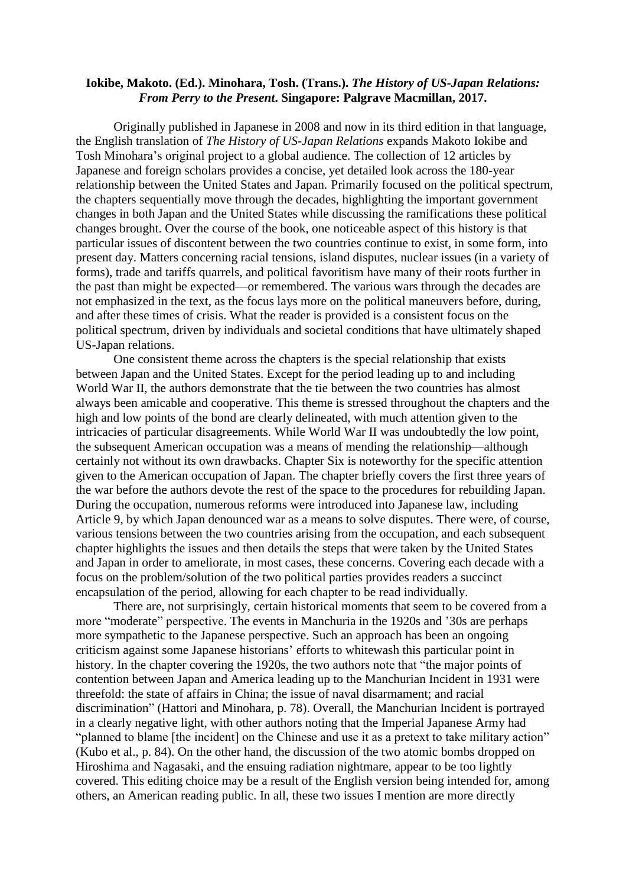**Iokibe, Makoto. (Ed.). Minohara, Tosh. (Trans.). *The History of US-Japan Relations: From Perry to the Present*. Singapore: Palgrave Macmillan, 2017.**

Originally published in Japanese in 2008 and now in its third edition in that language, the English translation of *The History of US-Japan Relations* expands Makoto Iokibe and Tosh Minohara's original project to a global audience. The collection of 12 articles by Japanese and foreign scholars provides a concise, yet detailed look across the 180-year relationship between the United States and Japan. Primarily focused on the political spectrum, the chapters sequentially move through the decades, highlighting the important government changes in both Japan and the United States while discussing the ramifications these political changes brought. Over the course of the book, one noticeable aspect of this history is that particular issues of discontent between the two countries continue to exist, in some form, into present day. Matters concerning racial tensions, island disputes, nuclear issues (in a variety of forms), trade and tariffs quarrels, and political favoritism have many of their roots further in the past than might be expected—or remembered. The various wars through the decades are not emphasized in the text, as the focus lays more on the political maneuvers before, during, and after these times of crisis. What the reader is provided is a consistent focus on the political spectrum, driven by individuals and societal conditions that have ultimately shaped US-Japan relations.

One consistent theme across the chapters is the special relationship that exists between Japan and the United States. Except for the period leading up to and including World War II, the authors demonstrate that the tie between the two countries has almost always been amicable and cooperative. This theme is stressed throughout the chapters and the high and low points of the bond are clearly delineated, with much attention given to the intricacies of particular disagreements. While World War II was undoubtedly the low point, the subsequent American occupation was a means of mending the relationship—although certainly not without its own drawbacks. Chapter Six is noteworthy for the specific attention given to the American occupation of Japan. The chapter briefly covers the first three years of the war before the authors devote the rest of the space to the procedures for rebuilding Japan. During the occupation, numerous reforms were introduced into Japanese law, including Article 9, by which Japan denounced war as a means to solve disputes. There were, of course, various tensions between the two countries arising from the occupation, and each subsequent chapter highlights the issues and then details the steps that were taken by the United States and Japan in order to ameliorate, in most cases, these concerns. Covering each decade with a focus on the problem/solution of the two political parties provides readers a succinct encapsulation of the period, allowing for each chapter to be read individually.

There are, not surprisingly, certain historical moments that seem to be covered from a more "moderate" perspective. The events in Manchuria in the 1920s and '30s are perhaps more sympathetic to the Japanese perspective. Such an approach has been an ongoing criticism against some Japanese historians' efforts to whitewash this particular point in history. In the chapter covering the 1920s, the two authors note that "the major points of contention between Japan and America leading up to the Manchurian Incident in 1931 were threefold: the state of affairs in China; the issue of naval disarmament; and racial discrimination" (Hattori and Minohara, p. 78). Overall, the Manchurian Incident is portrayed in a clearly negative light, with other authors noting that the Imperial Japanese Army had "planned to blame [the incident] on the Chinese and use it as a pretext to take military action" (Kubo et al., p. 84). On the other hand, the discussion of the two atomic bombs dropped on Hiroshima and Nagasaki, and the ensuing radiation nightmare, appear to be too lightly covered. This editing choice may be a result of the English version being intended for, among others, an American reading public. In all, these two issues I mention are more directly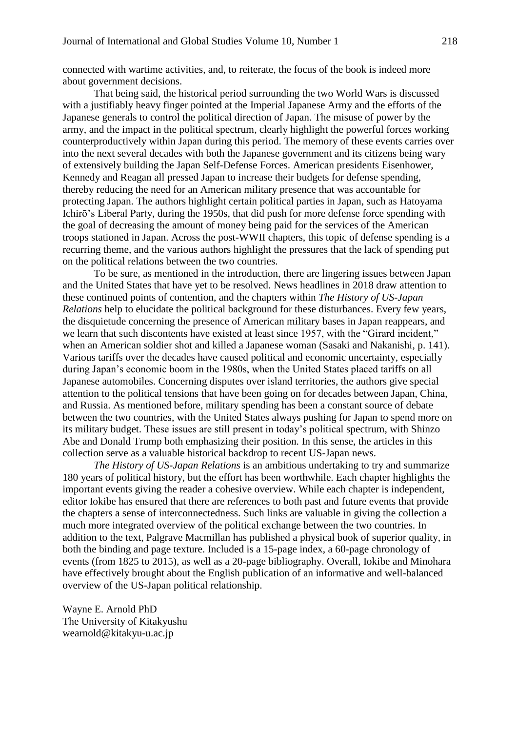connected with wartime activities, and, to reiterate, the focus of the book is indeed more about government decisions.

That being said, the historical period surrounding the two World Wars is discussed with a justifiably heavy finger pointed at the Imperial Japanese Army and the efforts of the Japanese generals to control the political direction of Japan. The misuse of power by the army, and the impact in the political spectrum, clearly highlight the powerful forces working counterproductively within Japan during this period. The memory of these events carries over into the next several decades with both the Japanese government and its citizens being wary of extensively building the Japan Self-Defense Forces. American presidents Eisenhower, Kennedy and Reagan all pressed Japan to increase their budgets for defense spending, thereby reducing the need for an American military presence that was accountable for protecting Japan. The authors highlight certain political parties in Japan, such as Hatoyama Ichirō's Liberal Party, during the 1950s, that did push for more defense force spending with the goal of decreasing the amount of money being paid for the services of the American troops stationed in Japan. Across the post-WWII chapters, this topic of defense spending is a recurring theme, and the various authors highlight the pressures that the lack of spending put on the political relations between the two countries.

To be sure, as mentioned in the introduction, there are lingering issues between Japan and the United States that have yet to be resolved. News headlines in 2018 draw attention to these continued points of contention, and the chapters within *The History of US-Japan Relations* help to elucidate the political background for these disturbances. Every few years, the disquietude concerning the presence of American military bases in Japan reappears, and we learn that such discontents have existed at least since 1957, with the "Girard incident," when an American soldier shot and killed a Japanese woman (Sasaki and Nakanishi, p. 141). Various tariffs over the decades have caused political and economic uncertainty, especially during Japan's economic boom in the 1980s, when the United States placed tariffs on all Japanese automobiles. Concerning disputes over island territories, the authors give special attention to the political tensions that have been going on for decades between Japan, China, and Russia. As mentioned before, military spending has been a constant source of debate between the two countries, with the United States always pushing for Japan to spend more on its military budget. These issues are still present in today's political spectrum, with Shinzo Abe and Donald Trump both emphasizing their position. In this sense, the articles in this collection serve as a valuable historical backdrop to recent US-Japan news.

*The History of US-Japan Relations* is an ambitious undertaking to try and summarize 180 years of political history, but the effort has been worthwhile. Each chapter highlights the important events giving the reader a cohesive overview. While each chapter is independent, editor Iokibe has ensured that there are references to both past and future events that provide the chapters a sense of interconnectedness. Such links are valuable in giving the collection a much more integrated overview of the political exchange between the two countries. In addition to the text, Palgrave Macmillan has published a physical book of superior quality, in both the binding and page texture. Included is a 15-page index, a 60-page chronology of events (from 1825 to 2015), as well as a 20-page bibliography. Overall, Iokibe and Minohara have effectively brought about the English publication of an informative and well-balanced overview of the US-Japan political relationship.

Wayne E. Arnold PhD
The University of Kitakyushu
wearnold@kitakyu-u.ac.jp